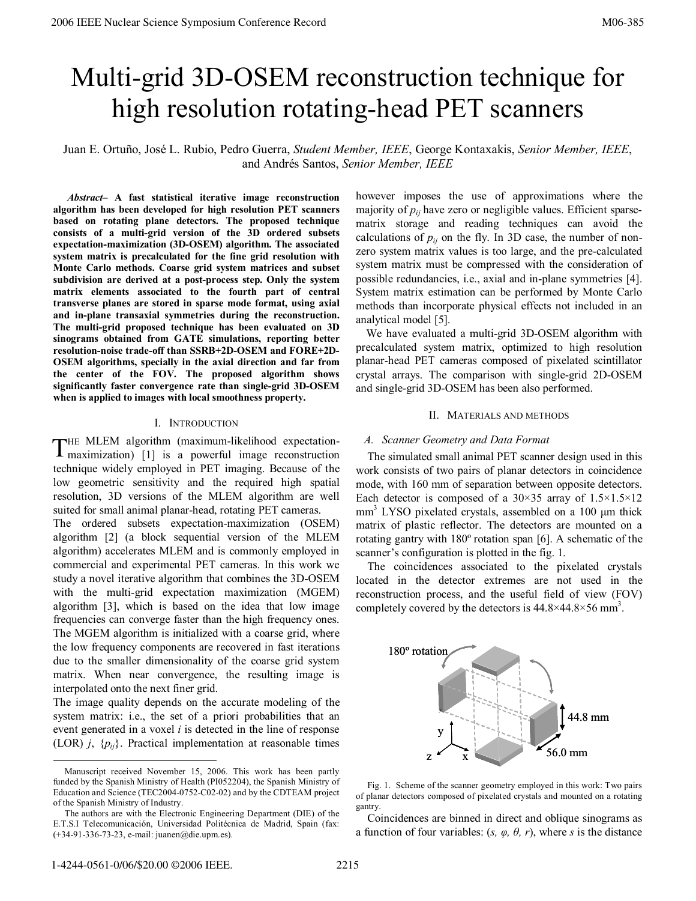# Multi-grid 3D-OSEM reconstruction technique for high resolution rotating-head PET scanners

Juan E. Ortuño, José L. Rubio, Pedro Guerra, *Student Member, IEEE*, George Kontaxakis, *Senior Member, IEEE*, and Andrés Santos, *Senior Member, IEEE*

***Abstract*– A fast statistical iterative image reconstruction algorithm has been developed for high resolution PET scanners based on rotating plane detectors. The proposed technique consists of a multi-grid version of the 3D ordered subsets expectation-maximization (3D-OSEM) algorithm. The associated system matrix is precalculated for the fine grid resolution with Monte Carlo methods. Coarse grid system matrices and subset subdivision are derived at a post-process step. Only the system matrix elements associated to the fourth part of central transverse planes are stored in sparse mode format, using axial and in-plane transaxial symmetries during the reconstruction. The multi-grid proposed technique has been evaluated on 3D sinograms obtained from GATE simulations, reporting better resolution-noise trade-off than SSRB+2D-OSEM and FORE+2D-OSEM algorithms, specially in the axial direction and far from the center of the FOV. The proposed algorithm shows significantly faster convergence rate than single-grid 3D-OSEM when is applied to images with local smoothness property.**

## I. Introduction

The MLEM algorithm (maximum-likelihood expectation-maximization) [1] is a powerful image reconstruction technique widely employed in PET imaging. Because of the low geometric sensitivity and the required high spatial resolution, 3D versions of the MLEM algorithm are well suited for small animal planar-head, rotating PET cameras.

The ordered subsets expectation-maximization (OSEM) algorithm [2] (a block sequential version of the MLEM algorithm) accelerates MLEM and is commonly employed in commercial and experimental PET cameras. In this work we study a novel iterative algorithm that combines the 3D-OSEM with the multi-grid expectation maximization (MGEM) algorithm [3], which is based on the idea that low image frequencies can converge faster than the high frequency ones. The MGEM algorithm is initialized with a coarse grid, where the low frequency components are recovered in fast iterations due to the smaller dimensionality of the coarse grid system matrix. When near convergence, the resulting image is interpolated onto the next finer grid.

The image quality depends on the accurate modeling of the system matrix: i.e., the set of a priori probabilities that an event generated in a voxel $i$ is detected in the line of response (LOR) $j$, $\{p_{ij}\}$. Practical implementation at reasonable times however imposes the use of approximations where the majority of $p_{ij}$ have zero or negligible values. Efficient sparse-matrix storage and reading techniques can avoid the calculations of $p_{ij}$ on the fly. In 3D case, the number of non-zero system matrix values is too large, and the pre-calculated system matrix must be compressed with the consideration of possible redundancies, i.e., axial and in-plane symmetries [4]. System matrix estimation can be performed by Monte Carlo methods than incorporate physical effects not included in an analytical model [5].

We have evaluated a multi-grid 3D-OSEM algorithm with precalculated system matrix, optimized to high resolution planar-head PET cameras composed of pixelated scintillator crystal arrays. The comparison with single-grid 2D-OSEM and single-grid 3D-OSEM has been also performed.

Manuscript received November 15, 2006. This work has been partly funded by the Spanish Ministry of Health (PI052204), the Spanish Ministry of Education and Science (TEC2004-0752-C02-02) and by the CDTEAM project of the Spanish Ministry of Industry.

The authors are with the Electronic Engineering Department (DIE) of the E.T.S.I Telecomunicación, Universidad Politécnica de Madrid, Spain (fax: (+34-91-336-73-23, e-mail: juanen@die.upm.es).

## II. Materials and methods

### A. Scanner Geometry and Data Format

The simulated small animal PET scanner design used in this work consists of two pairs of planar detectors in coincidence mode, with 160 mm of separation between opposite detectors. Each detector is composed of a 30×35 array of 1.5×1.5×12 $mm^3$ LYSO pixelated crystals, assembled on a 100 μm thick matrix of plastic reflector. The detectors are mounted on a rotating gantry with 180º rotation span [6]. A schematic of the scanner's configuration is plotted in the fig. 1.

The coincidences associated to the pixelated crystals located in the detector extremes are not used in the reconstruction process, and the useful field of view (FOV) completely covered by the detectors is 44.8×44.8×56 $mm^3$.

Fig. 1. Scheme of the scanner geometry employed in this work: Two pairs of planar detectors composed of pixelated crystals and mounted on a rotating gantry.

Coincidences are binned in direct and oblique sinograms as a function of four variables: ($s$, $\varphi$, $\theta$, $r$), where $s$ is the distance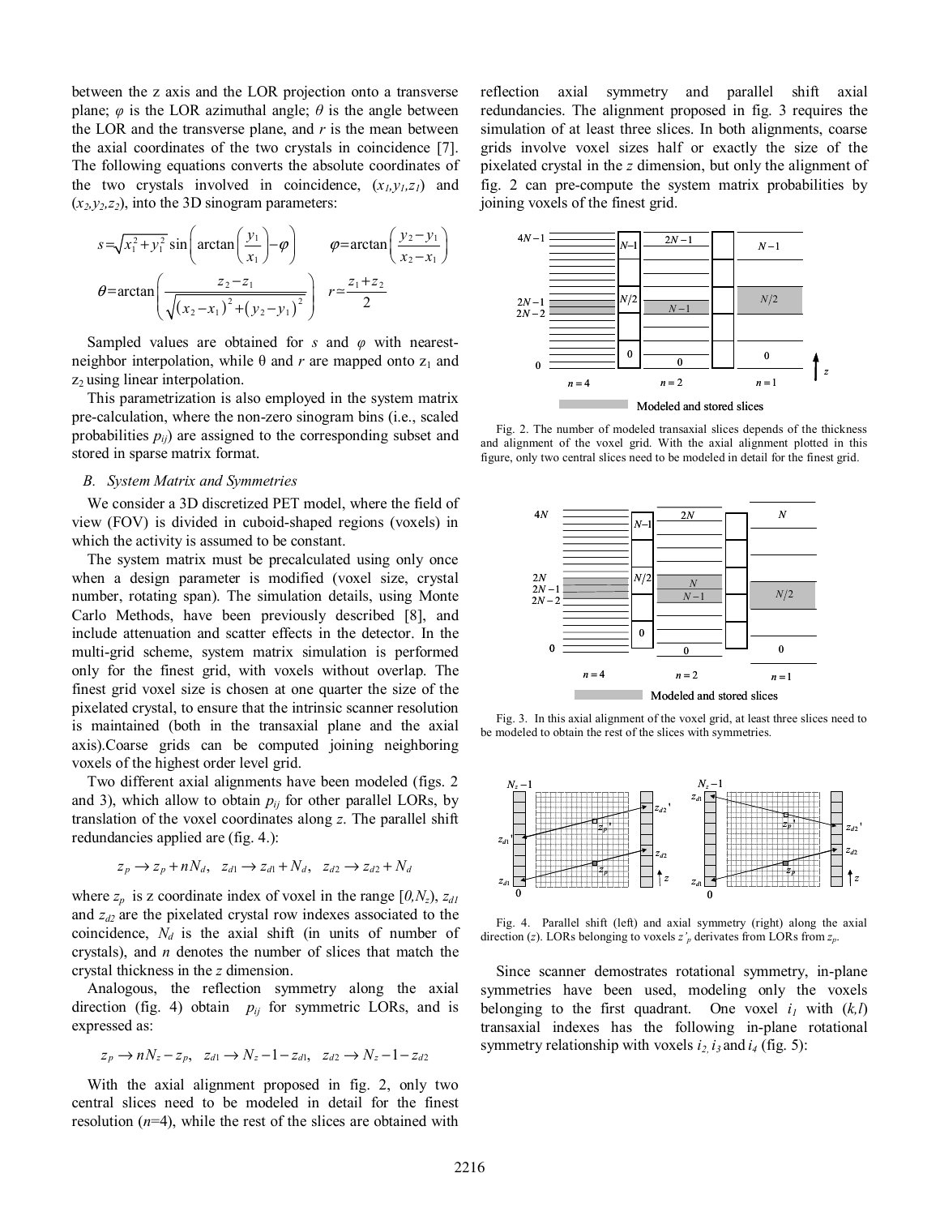between the z axis and the LOR projection onto a transverse plane; $\varphi$ is the LOR azimuthal angle; $\theta$ is the angle between the LOR and the transverse plane, and $r$ is the mean between the axial coordinates of the two crystals in coincidence [7]. The following equations converts the absolute coordinates of the two crystals involved in coincidence, $(x_1,y_1,z_1)$ and $(x_2,y_2,z_2)$, into the 3D sinogram parameters:

$$s=\sqrt{x_1^2+y_1^2}\,\sin\left(\arctan\left(\frac{y_1}{x_1}\right)-\varphi\right) \qquad \varphi=\arctan\left(\frac{y_2-y_1}{x_2-x_1}\right)$$

$$\theta=\arctan\left(\frac{z_2-z_1}{\sqrt{(x_2-x_1)^2+(y_2-y_1)^2}}\right) \qquad r\simeq\frac{z_1+z_2}{2}$$

Sampled values are obtained for $s$ and $\varphi$ with nearest-neighbor interpolation, while $\theta$ and $r$ are mapped onto $z_1$ and $z_2$ using linear interpolation.

This parametrization is also employed in the system matrix pre-calculation, where the non-zero sinogram bins (i.e., scaled probabilities $p_{ij}$) are assigned to the corresponding subset and stored in sparse matrix format.

### *B. System Matrix and Symmetries*

We consider a 3D discretized PET model, where the field of view (FOV) is divided in cuboid-shaped regions (voxels) in which the activity is assumed to be constant.

The system matrix must be precalculated using only once when a design parameter is modified (voxel size, crystal number, rotating span). The simulation details, using Monte Carlo Methods, have been previously described [8], and include attenuation and scatter effects in the detector. In the multi-grid scheme, system matrix simulation is performed only for the finest grid, with voxels without overlap. The finest grid voxel size is chosen at one quarter the size of the pixelated crystal, to ensure that the intrinsic scanner resolution is maintained (both in the transaxial plane and the axial axis).Coarse grids can be computed joining neighboring voxels of the highest order level grid.

Two different axial alignments have been modeled (figs. 2 and 3), which allow to obtain $p_{ij}$ for other parallel LORs, by translation of the voxel coordinates along $z$. The parallel shift redundancies applied are (fig. 4.):

$$z_p \rightarrow z_p + nN_d, \quad z_{d1} \rightarrow z_{d1} + N_d, \quad z_{d2} \rightarrow z_{d2} + N_d$$

where $z_p$ is z coordinate index of voxel in the range $[0,N_z)$, $z_{d1}$ and $z_{d2}$ are the pixelated crystal row indexes associated to the coincidence, $N_d$ is the axial shift (in units of number of crystals), and $n$ denotes the number of slices that match the crystal thickness in the $z$ dimension.

Analogous, the reflection symmetry along the axial direction (fig. 4) obtain $p_{ij}$ for symmetric LORs, and is expressed as:

$$z_p \rightarrow nN_z - z_p, \quad z_{d1} \rightarrow N_z - 1 - z_{d1}, \quad z_{d2} \rightarrow N_z - 1 - z_{d2}$$

With the axial alignment proposed in fig. 2, only two central slices need to be modeled in detail for the finest resolution ($n$=4), while the rest of the slices are obtained with reflection axial symmetry and parallel shift axial redundancies. The alignment proposed in fig. 3 requires the simulation of at least three slices. In both alignments, coarse grids involve voxel sizes half or exactly the size of the pixelated crystal in the $z$ dimension, but only the alignment of fig. 2 can pre-compute the system matrix probabilities by joining voxels of the finest grid.

Fig. 2. The number of modeled transaxial slices depends of the thickness and alignment of the voxel grid. With the axial alignment plotted in this figure, only two central slices need to be modeled in detail for the finest grid.

Fig. 3. In this axial alignment of the voxel grid, at least three slices need to be modeled to obtain the rest of the slices with symmetries.

Fig. 4. Parallel shift (left) and axial symmetry (right) along the axial direction ($z$). LORs belonging to voxels $z'_p$ derivates from LORs from $z_p$.

Since scanner demostrates rotational symmetry, in-plane symmetries have been used, modeling only the voxels belonging to the first quadrant. One voxel $i_1$ with $(k,l)$ transaxial indexes has the following in-plane rotational symmetry relationship with voxels $i_2$, $i_3$ and $i_4$ (fig. 5):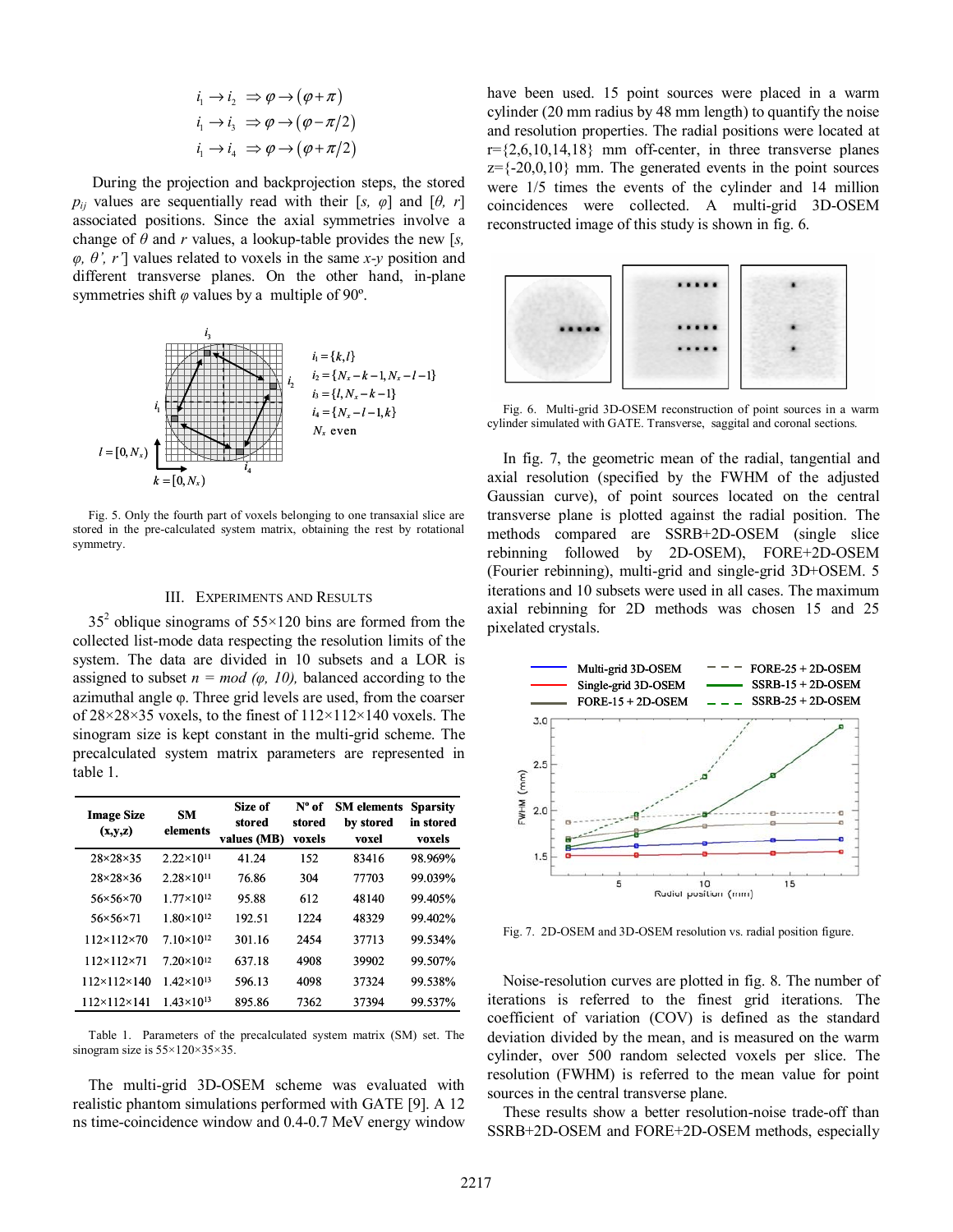$$i_1 \rightarrow i_2 \;\Rightarrow \varphi \rightarrow (\varphi + \pi)$$
$$i_1 \rightarrow i_3 \;\Rightarrow \varphi \rightarrow (\varphi - \pi/2)$$
$$i_1 \rightarrow i_4 \;\Rightarrow \varphi \rightarrow (\varphi + \pi/2)$$

During the projection and backprojection steps, the stored $p_{ij}$ values are sequentially read with their [$s$, $\varphi$] and [$\theta$, $r$] associated positions. Since the axial symmetries involve a change of $\theta$ and $r$ values, a lookup-table provides the new [$s$, $\varphi$, $\theta'$, $r'$] values related to voxels in the same $x$-$y$ position and different transverse planes. On the other hand, in-plane symmetries shift $\varphi$ values by a multiple of 90º.

$i_1 = \{k, l\}$
$i_2 = \{N_x - k - 1, N_x - l - 1\}$
$i_3 = \{l, N_x - k - 1\}$
$i_4 = \{N_x - l - 1, k\}$
$N_x$ even

$l = [0, N_x)$, $k = [0, N_x)$

Fig. 5. Only the fourth part of voxels belonging to one transaxial slice are stored in the pre-calculated system matrix, obtaining the rest by rotational symmetry.

## III. Experiments and Results

$35^2$ oblique sinograms of 55×120 bins are formed from the collected list-mode data respecting the resolution limits of the system. The data are divided in 10 subsets and a LOR is assigned to subset $n = mod\ (\varphi, 10)$, balanced according to the azimuthal angle φ. Three grid levels are used, from the coarser of 28×28×35 voxels, to the finest of 112×112×140 voxels. The sinogram size is kept constant in the multi-grid scheme. The precalculated system matrix parameters are represented in table 1.

| Image Size (x,y,z) | SM elements | Size of stored values (MB) | Nº of stored voxels | SM elements by stored voxel | Sparsity in stored voxels |
|---|---|---|---|---|---|
| 28×28×35 | $2.22\times10^{11}$ | 41.24 | 152 | 83416 | 98.969% |
| 28×28×36 | $2.28\times10^{11}$ | 76.86 | 304 | 77703 | 99.039% |
| 56×56×70 | $1.77\times10^{12}$ | 95.88 | 612 | 48140 | 99.405% |
| 56×56×71 | $1.80\times10^{12}$ | 192.51 | 1224 | 48329 | 99.402% |
| 112×112×70 | $7.10\times10^{12}$ | 301.16 | 2454 | 37713 | 99.534% |
| 112×112×71 | $7.20\times10^{12}$ | 637.18 | 4908 | 39902 | 99.507% |
| 112×112×140 | $1.42\times10^{13}$ | 596.13 | 4098 | 37324 | 99.538% |
| 112×112×141 | $1.43\times10^{13}$ | 895.86 | 7362 | 37394 | 99.537% |

Table 1. Parameters of the precalculated system matrix (SM) set. The sinogram size is 55×120×35×35.

The multi-grid 3D-OSEM scheme was evaluated with realistic phantom simulations performed with GATE [9]. A 12 ns time-coincidence window and 0.4-0.7 MeV energy window have been used. 15 point sources were placed in a warm cylinder (20 mm radius by 48 mm length) to quantify the noise and resolution properties. The radial positions were located at r={2,6,10,14,18} mm off-center, in three transverse planes z={-20,0,10} mm. The generated events in the point sources were 1/5 times the events of the cylinder and 14 million coincidences were collected. A multi-grid 3D-OSEM reconstructed image of this study is shown in fig. 6.

Fig. 6. Multi-grid 3D-OSEM reconstruction of point sources in a warm cylinder simulated with GATE. Transverse, saggital and coronal sections.

In fig. 7, the geometric mean of the radial, tangential and axial resolution (specified by the FWHM of the adjusted Gaussian curve), of point sources located on the central transverse plane is plotted against the radial position. The methods compared are SSRB+2D-OSEM (single slice rebinning followed by 2D-OSEM), FORE+2D-OSEM (Fourier rebinning), multi-grid and single-grid 3D+OSEM. 5 iterations and 10 subsets were used in all cases. The maximum axial rebinning for 2D methods was chosen 15 and 25 pixelated crystals.

Fig. 7. 2D-OSEM and 3D-OSEM resolution vs. radial position figure.

Noise-resolution curves are plotted in fig. 8. The number of iterations is referred to the finest grid iterations. The coefficient of variation (COV) is defined as the standard deviation divided by the mean, and is measured on the warm cylinder, over 500 random selected voxels per slice. The resolution (FWHM) is referred to the mean value for point sources in the central transverse plane.

These results show a better resolution-noise trade-off than SSRB+2D-OSEM and FORE+2D-OSEM methods, especially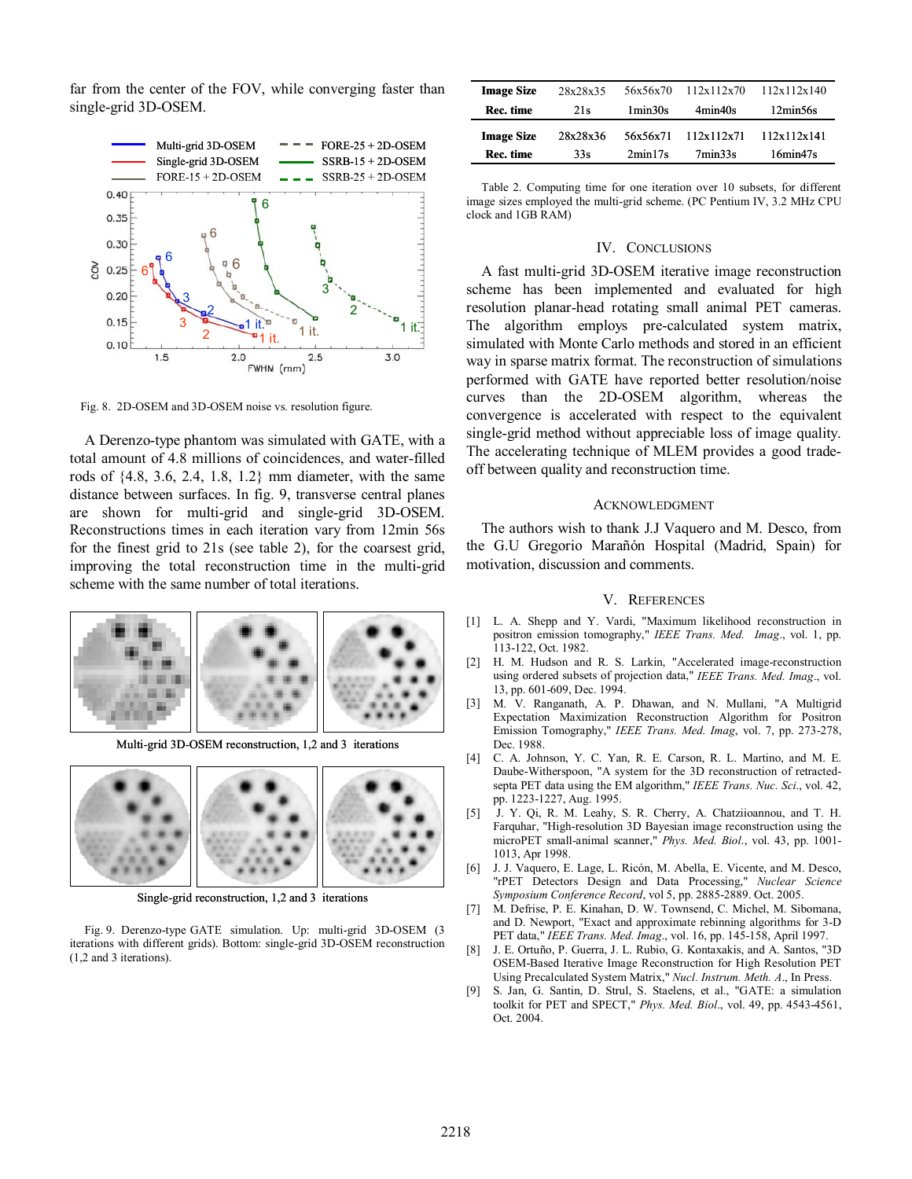far from the center of the FOV, while converging faster than single-grid 3D-OSEM.

Multi-grid 3D-OSEM
Single-grid 3D-OSEM
FORE-15 + 2D-OSEM
FORE-25 + 2D-OSEM
SSRB-15 + 2D-OSEM
SSRB-25 + 2D-OSEM

COV
FWHM (mm)

Fig. 8. 2D-OSEM and 3D-OSEM noise vs. resolution figure.

A Derenzo-type phantom was simulated with GATE, with a total amount of 4.8 millions of coincidences, and water-filled rods of {4.8, 3.6, 2.4, 1.8, 1.2} mm diameter, with the same distance between surfaces. In fig. 9, transverse central planes are shown for multi-grid and single-grid 3D-OSEM. Reconstructions times in each iteration vary from 12min 56s for the finest grid to 21s (see table 2), for the coarsest grid, improving the total reconstruction time in the multi-grid scheme with the same number of total iterations.

Multi-grid 3D-OSEM reconstruction, 1,2 and 3 iterations

Single-grid reconstruction, 1,2 and 3 iterations

Fig. 9. Derenzo-type GATE simulation. Up: multi-grid 3D-OSEM (3 iterations with different grids). Bottom: single-grid 3D-OSEM reconstruction (1,2 and 3 iterations).

| **Image Size** | 28x28x35 | 56x56x70 | 112x112x70 | 112x112x140 |
|---|---|---|---|---|
| **Rec. time** | 21s | 1min30s | 4min40s | 12min56s |
| **Image Size** | 28x28x36 | 56x56x71 | 112x112x71 | 112x112x141 |
| **Rec. time** | 33s | 2min17s | 7min33s | 16min47s |

Table 2. Computing time for one iteration over 10 subsets, for different image sizes employed the multi-grid scheme. (PC Pentium IV, 3.2 MHz CPU clock and 1GB RAM)

## IV. Conclusions

A fast multi-grid 3D-OSEM iterative image reconstruction scheme has implemented and evaluated for high resolution planar-head rotating small animal PET cameras. The algorithm employs pre-calculated system matrix, simulated with Monte Carlo methods and stored in an efficient way in sparse matrix format. The reconstruction of simulations performed with GATE have reported better resolution/noise curves than the 2D-OSEM algorithm, whereas the convergence is accelerated with respect to the equivalent single-grid method without appreciable loss of image quality. The accelerating technique of MLEM provides a good trade-off between quality and reconstruction time.

## Acknowledgment

The authors wish to thank J.J Vaquero and M. Desco, from the G.U Gregorio Marañón Hospital (Madrid, Spain) for motivation, discussion and comments.

## V. References

[1] L. A. Shepp and Y. Vardi, "Maximum likelihood reconstruction in positron emission tomography," *IEEE Trans. Med. Imag*., vol. 1, pp. 113-122, Oct. 1982.

[2] H. M. Hudson and R. S. Larkin, "Accelerated image-reconstruction using ordered subsets of projection data," *IEEE Trans. Med. Imag*., vol. 13, pp. 601-609, Dec. 1994.

[3] M. V. Ranganath, A. P. Dhawan, and N. Mullani, "A Multigrid Expectation Maximization Reconstruction Algorithm for Positron Emission Tomography," *IEEE Trans. Med. Imag*, vol. 7, pp. 273-278, Dec. 1988.

[4] C. A. Johnson, Y. C. Yan, R. E. Carson, R. L. Martino, and M. E. Daube-Witherspoon, "A system for the 3D reconstruction of retracted-septa PET data using the EM algorithm," *IEEE Trans. Nuc. Sci*., vol. 42, pp. 1223-1227, Aug. 1995.

[5] J. Y. Qi, R. M. Leahy, S. R. Cherry, A. Chatziioannou, and T. H. Farquhar, "High-resolution 3D Bayesian image reconstruction using the microPET small-animal scanner," *Phys. Med. Biol*., vol. 43, pp. 1001-1013, Apr 1998.

[6] J. J. Vaquero, E. Lage, L. Ricón, M. Abella, E. Vicente, and M. Desco, "rPET Detectors Design and Data Processing," *Nuclear Science Symposium Conference Record*, vol 5, pp. 2885-2889. Oct. 2005.

[7] M. Defrise, P. E. Kinahan, D. W. Townsend, C. Michel, M. Sibomana, and D. Newport, "Exact and approximate rebinning algorithms for 3-D PET data," *IEEE Trans. Med. Imag*., vol. 16, pp. 145-158, April 1997.

[8] J. E. Ortuño, P. Guerra, J. L. Rubio, G. Kontaxakis, and A. Santos, "3D OSEM-Based Iterative Image Reconstruction for High Resolution PET Using Precalculated System Matrix," *Nucl. Instrum. Meth. A*., In Press.

[9] S. Jan, G. Santin, D. Strul, S. Staelens, et al., "GATE: a simulation toolkit for PET and SPECT," *Phys. Med. Biol*., vol. 49, pp. 4543-4561, Oct. 2004.